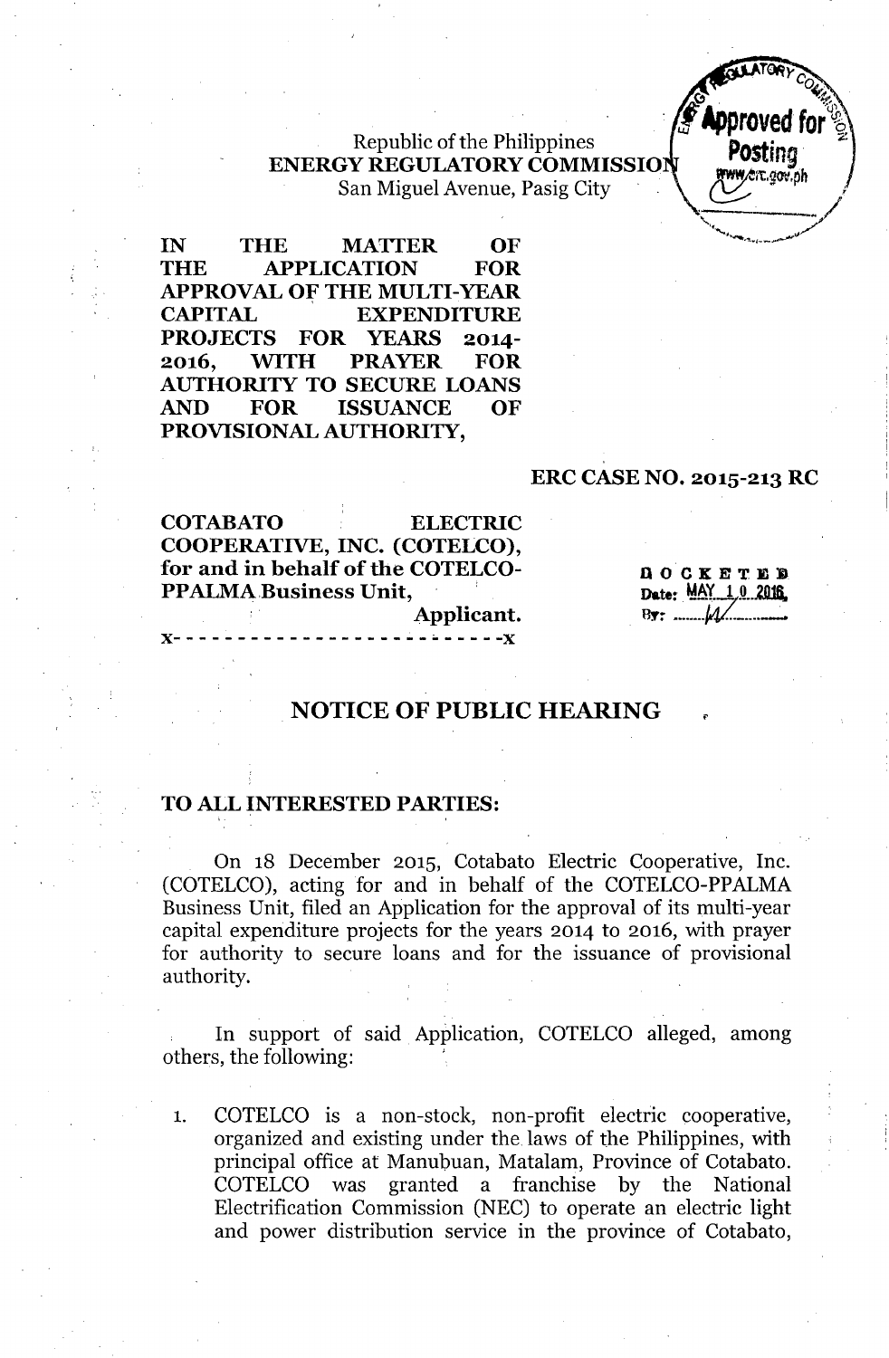Republic of the Philippines
**ENERGY REGULATORY COMMISSION**
San Miguel Avenue, Pasig City

Approved for Posting www.erc.gov.ph

**IN THE MATTER OF THE APPLICATION FOR APPROVAL OF THE MULTI-YEAR CAPITAL EXPENDITURE PROJECTS FOR YEARS 2014-2016, WITH PRAYER FOR AUTHORITY TO SECURE LOANS AND FOR ISSUANCE OF PROVISIONAL AUTHORITY,**

**ERC CASE NO. 2015-213 RC**

**COTABATO ELECTRIC COOPERATIVE, INC. (COTELCO), for and in behalf of the COTELCO-PPALMA Business Unit,**
**Applicant.**
**x- - - - - - - - - - - - - - - - - - - - - - - - - -x**

DOCKETED
Date: MAY 10 2016
By: ......

## NOTICE OF PUBLIC HEARING

**TO ALL INTERESTED PARTIES:**

On 18 December 2015, Cotabato Electric Cooperative, Inc. (COTELCO), acting for and in behalf of the COTELCO-PPALMA Business Unit, filed an Application for the approval of its multi-year capital expenditure projects for the years 2014 to 2016, with prayer for authority to secure loans and for the issuance of provisional authority.

In support of said Application, COTELCO alleged, among others, the following:

1. COTELCO is a non-stock, non-profit electric cooperative, organized and existing under the laws of the Philippines, with principal office at Manubuan, Matalam, Province of Cotabato. COTELCO was granted a franchise by the National Electrification Commission (NEC) to operate an electric light and power distribution service in the province of Cotabato,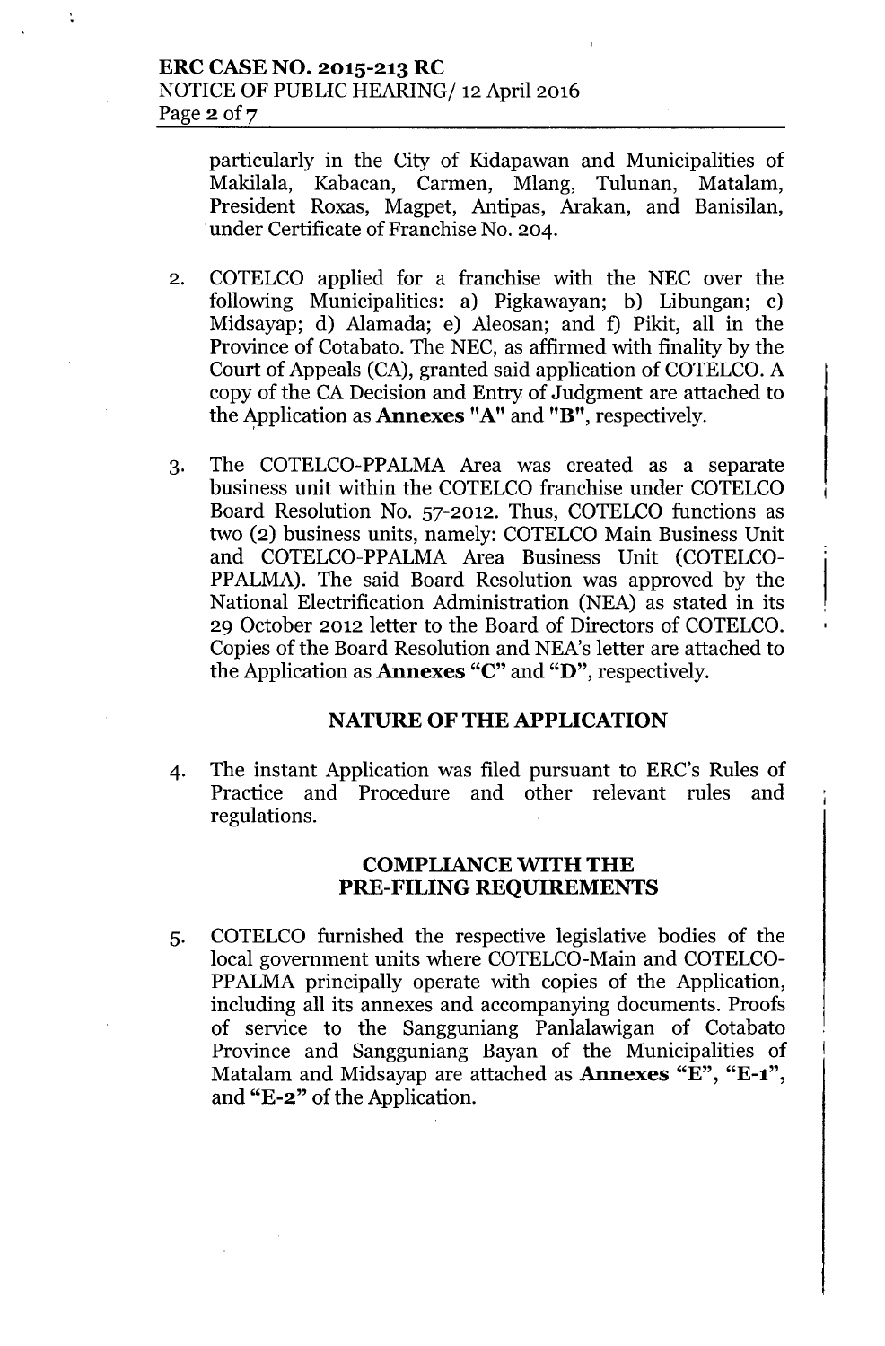particularly in the City of Kidapawan and Municipalities of Makilala, Kabacan, Carmen, Mlang, Tulunan, Matalam, President Roxas, Magpet, Antipas, Arakan, and Banisilan, under Certificate of Franchise No. 204.

2. COTELCO applied for a franchise with the NEC over the following Municipalities: a) Pigkawayan; b) Libungan; c) Midsayap; d) Alamada; e) Aleosan; and f) Pikit, all in the Province of Cotabato. The NEC, as affirmed with finality by the Court of Appeals (CA), granted said application of COTELCO. A copy of the CA Decision and Entry of Judgment are attached to the Application as **Annexes "A"** and **"B"**, respectively.

3. The COTELCO-PPALMA Area was created as a separate business unit within the COTELCO franchise under COTELCO Board Resolution No. 57-2012. Thus, COTELCO functions as two (2) business units, namely: COTELCO Main Business Unit and COTELCO-PPALMA Area Business Unit (COTELCO-PPALMA). The said Board Resolution was approved by the National Electrification Administration (NEA) as stated in its 29 October 2012 letter to the Board of Directors of COTELCO. Copies of the Board Resolution and NEA's letter are attached to the Application as **Annexes "C"** and **"D"**, respectively.

## NATURE OF THE APPLICATION

4. The instant Application was filed pursuant to ERC's Rules of Practice and Procedure and other relevant rules and regulations.

## COMPLIANCE WITH THE PRE-FILING REQUIREMENTS

5. COTELCO furnished the respective legislative bodies of the local government units where COTELCO-Main and COTELCO-PPALMA principally operate with copies of the Application, including all its annexes and accompanying documents. Proofs of service to the Sangguniang Panlalawigan of Cotabato Province and Sangguniang Bayan of the Municipalities of Matalam and Midsayap are attached as **Annexes "E"**, **"E-1"**, and **"E-2"** of the Application.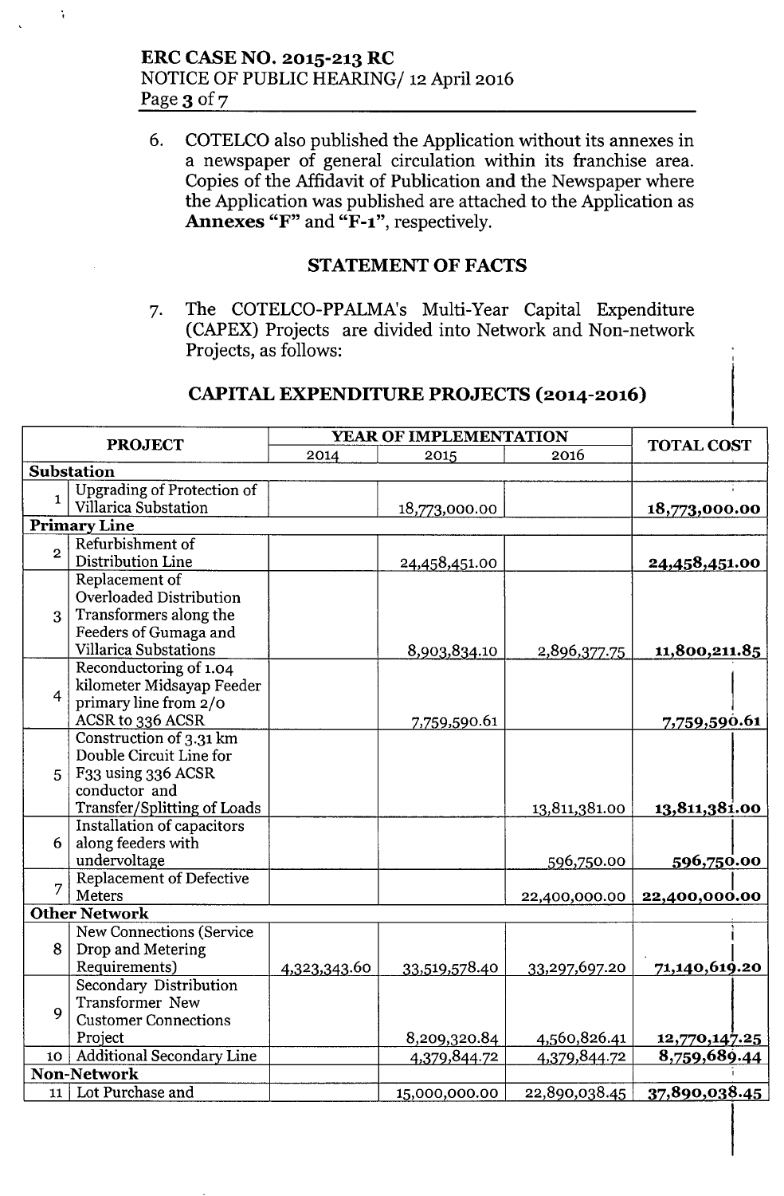6. COTELCO also published the Application without its annexes in a newspaper of general circulation within its franchise area. Copies of the Affidavit of Publication and the Newspaper where the Application was published are attached to the Application as **Annexes "F"** and **"F-1"**, respectively.

## STATEMENT OF FACTS

7. The COTELCO-PPALMA's Multi-Year Capital Expenditure (CAPEX) Projects are divided into Network and Non-network Projects, as follows:

## CAPITAL EXPENDITURE PROJECTS (2014-2016)

| | PROJECT | YEAR OF IMPLEMENTATION | | | TOTAL COST |
|---|---|---|---|---|---|
| | | 2014 | 2015 | 2016 | |
| **Substation** | | | | | |
| 1 | Upgrading of Protection of Villarica Substation | | 18,773,000.00 | | **18,773,000.00** |
| **Primary Line** | | | | | |
| 2 | Refurbishment of Distribution Line | | 24,458,451.00 | | **24,458,451.00** |
| 3 | Replacement of Overloaded Distribution Transformers along the Feeders of Gumaga and Villarica Substations | | 8,903,834.10 | 2,896,377.75 | **11,800,211.85** |
| 4 | Reconductoring of 1.04 kilometer Midsayap Feeder primary line from 2/0 ACSR to 336 ACSR | | 7,759,590.61 | | **7,759,590.61** |
| 5 | Construction of 3.31 km Double Circuit Line for F33 using 336 ACSR conductor and Transfer/Splitting of Loads | | | 13,811,381.00 | **13,811,381.00** |
| 6 | Installation of capacitors along feeders with undervoltage | | | 596,750.00 | **596,750.00** |
| 7 | Replacement of Defective Meters | | | 22,400,000.00 | **22,400,000.00** |
| **Other Network** | | | | | |
| 8 | New Connections (Service Drop and Metering Requirements) | 4,323,343.60 | 33,519,578.40 | 33,297,697.20 | **71,140,619.20** |
| 9 | Secondary Distribution Transformer New Customer Connections Project | | 8,209,320.84 | 4,560,826.41 | **12,770,147.25** |
| 10 | Additional Secondary Line | | 4,379,844.72 | 4,379,844.72 | **8,759,689.44** |
| **Non-Network** | | | | | |
| 11 | Lot Purchase and | | 15,000,000.00 | 22,890,038.45 | **37,890,038.45** |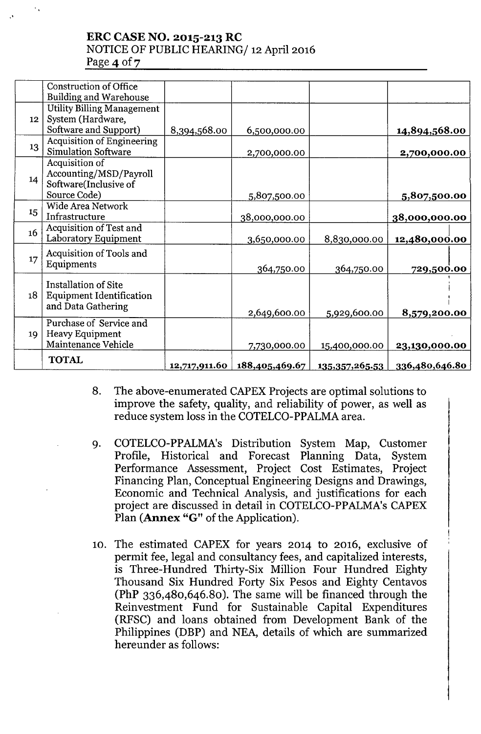| | | | | | |
|---|---|---|---|---|---|
| | Construction of Office Building and Warehouse | | | | |
| 12 | Utility Billing Management System (Hardware, Software and Support) | 8,394,568.00 | 6,500,000.00 | | **14,894,568.00** |
| 13 | Acquisition of Engineering Simulation Software | | 2,700,000.00 | | **2,700,000.00** |
| 14 | Acquisition of Accounting/MSD/Payroll Software(Inclusive of Source Code) | | 5,807,500.00 | | **5,807,500.00** |
| 15 | Wide Area Network Infrastructure | | 38,000,000.00 | | **38,000,000.00** |
| 16 | Acquisition of Test and Laboratory Equipment | | 3,650,000.00 | 8,830,000.00 | **12,480,000.00** |
| 17 | Acquisition of Tools and Equipments | | 364,750.00 | 364,750.00 | **729,500.00** |
| 18 | Installation of Site Equipment Identification and Data Gathering | | 2,649,600.00 | 5,929,600.00 | **8,579,200.00** |
| 19 | Purchase of Service and Heavy Equipment Maintenance Vehicle | | 7,730,000.00 | 15,400,000.00 | **23,130,000.00** |
| | **TOTAL** | 12,717,911.60 | 188,405,469.67 | 135,357,265.53 | 336,480,646.80 |

8. The above-enumerated CAPEX Projects are optimal solutions to improve the safety, quality, and reliability of power, as well as reduce system loss in the COTELCO-PPALMA area.

9. COTELCO-PPALMA's Distribution System Map, Customer Profile, Historical and Forecast Planning Data, System Performance Assessment, Project Cost Estimates, Project Financing Plan, Conceptual Engineering Designs and Drawings, Economic and Technical Analysis, and justifications for each project are discussed in detail in COTELCO-PPALMA's CAPEX Plan (**Annex "G"** of the Application).

10. The estimated CAPEX for years 2014 to 2016, exclusive of permit fee, legal and consultancy fees, and capitalized interests, is Three-Hundred Thirty-Six Million Four Hundred Eighty Thousand Six Hundred Forty Six Pesos and Eighty Centavos (PhP 336,480,646.80). The same will be financed through the Reinvestment Fund for Sustainable Capital Expenditures (RFSC) and loans obtained from Development Bank of the Philippines (DBP) and NEA, details of which are summarized hereunder as follows: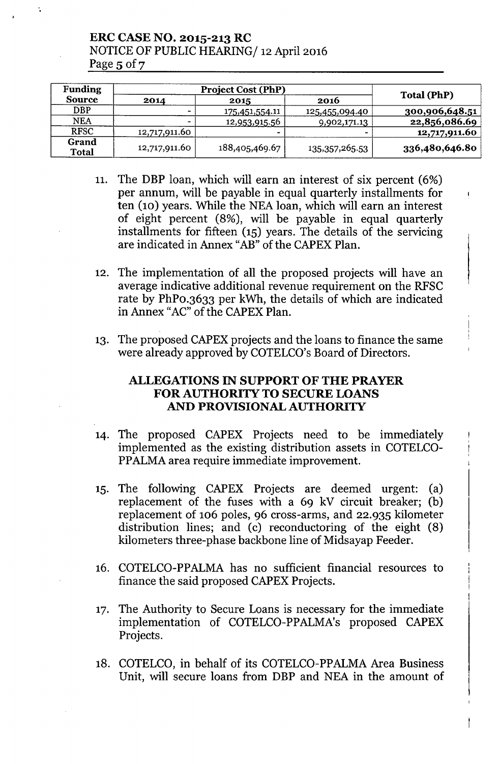| Funding Source | Project Cost (PhP) | | | Total (PhP) |
|---|---|---|---|---|
| | 2014 | 2015 | 2016 | |
| DBP | - | 175,451,554.11 | 125,455,094.40 | **300,906,648.51** |
| NEA | - | 12,953,915.56 | 9,902,171.13 | **22,856,086.69** |
| RFSC | 12,717,911.60 | - | - | **12,717,911.60** |
| **Grand Total** | 12,717,911.60 | 188,405,469.67 | 135,357,265.53 | **336,480,646.80** |

11. The DBP loan, which will earn an interest of six percent (6%) per annum, will be payable in equal quarterly installments for ten (10) years. While the NEA loan, which will earn an interest of eight percent (8%), will be payable in equal quarterly installments for fifteen (15) years. The details of the servicing are indicated in Annex "AB" of the CAPEX Plan.

12. The implementation of all the proposed projects will have an average indicative additional revenue requirement on the RFSC rate by PhP0.3633 per kWh, the details of which are indicated in Annex "AC" of the CAPEX Plan.

13. The proposed CAPEX projects and the loans to finance the same were already approved by COTELCO's Board of Directors.

## ALLEGATIONS IN SUPPORT OF THE PRAYER FOR AUTHORITY TO SECURE LOANS AND PROVISIONAL AUTHORITY

14. The proposed CAPEX Projects need to be immediately implemented as the existing distribution assets in COTELCO-PPALMA area require immediate improvement.

15. The following CAPEX Projects are deemed urgent: (a) replacement of the fuses with a 69 kV circuit breaker; (b) replacement of 106 poles, 96 cross-arms, and 22.935 kilometer distribution lines; and (c) reconductoring of the eight (8) kilometers three-phase backbone line of Midsayap Feeder.

16. COTELCO-PPALMA has no sufficient financial resources to finance the said proposed CAPEX Projects.

17. The Authority to Secure Loans is necessary for the immediate implementation of COTELCO-PPALMA's proposed CAPEX Projects.

18. COTELCO, in behalf of its COTELCO-PPALMA Area Business Unit, will secure loans from DBP and NEA in the amount of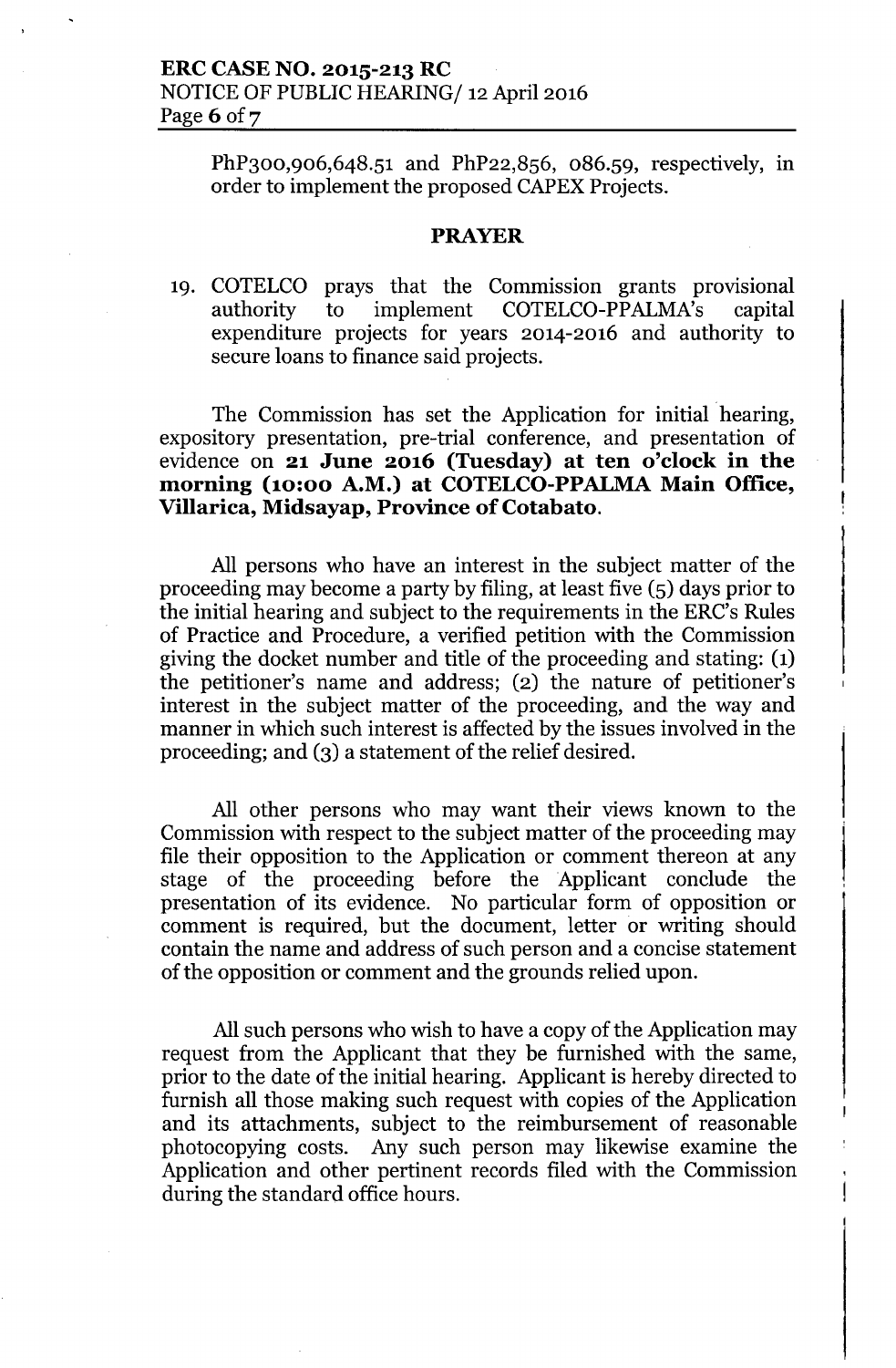PhP300,906,648.51 and PhP22,856, 086.59, respectively, in order to implement the proposed CAPEX Projects.

## PRAYER

19. COTELCO prays that the Commission grants provisional authority to implement COTELCO-PPALMA's capital expenditure projects for years 2014-2016 and authority to secure loans to finance said projects.

The Commission has set the Application for initial hearing, expository presentation, pre-trial conference, and presentation of evidence on **21 June 2016 (Tuesday) at ten o'clock in the morning (10:00 A.M.) at COTELCO-PPALMA Main Office, Villarica, Midsayap, Province of Cotabato.**

All persons who have an interest in the subject matter of the proceeding may become a party by filing, at least five (5) days prior to the initial hearing and subject to the requirements in the ERC's Rules of Practice and Procedure, a verified petition with the Commission giving the docket number and title of the proceeding and stating: (1) the petitioner's name and address; (2) the nature of petitioner's interest in the subject matter of the proceeding, and the way and manner in which such interest is affected by the issues involved in the proceeding; and (3) a statement of the relief desired.

All other persons who may want their views known to the Commission with respect to the subject matter of the proceeding may file their opposition to the Application or comment thereon at any stage of the proceeding before the Applicant conclude the presentation of its evidence. No particular form of opposition or comment is required, but the document, letter or writing should contain the name and address of such person and a concise statement of the opposition or comment and the grounds relied upon.

All such persons who wish to have a copy of the Application may request from the Applicant that they be furnished with the same, prior to the date of the initial hearing. Applicant is hereby directed to furnish all those making such request with copies of the Application and its attachments, subject to the reimbursement of reasonable photocopying costs. Any such person may likewise examine the Application and other pertinent records filed with the Commission during the standard office hours.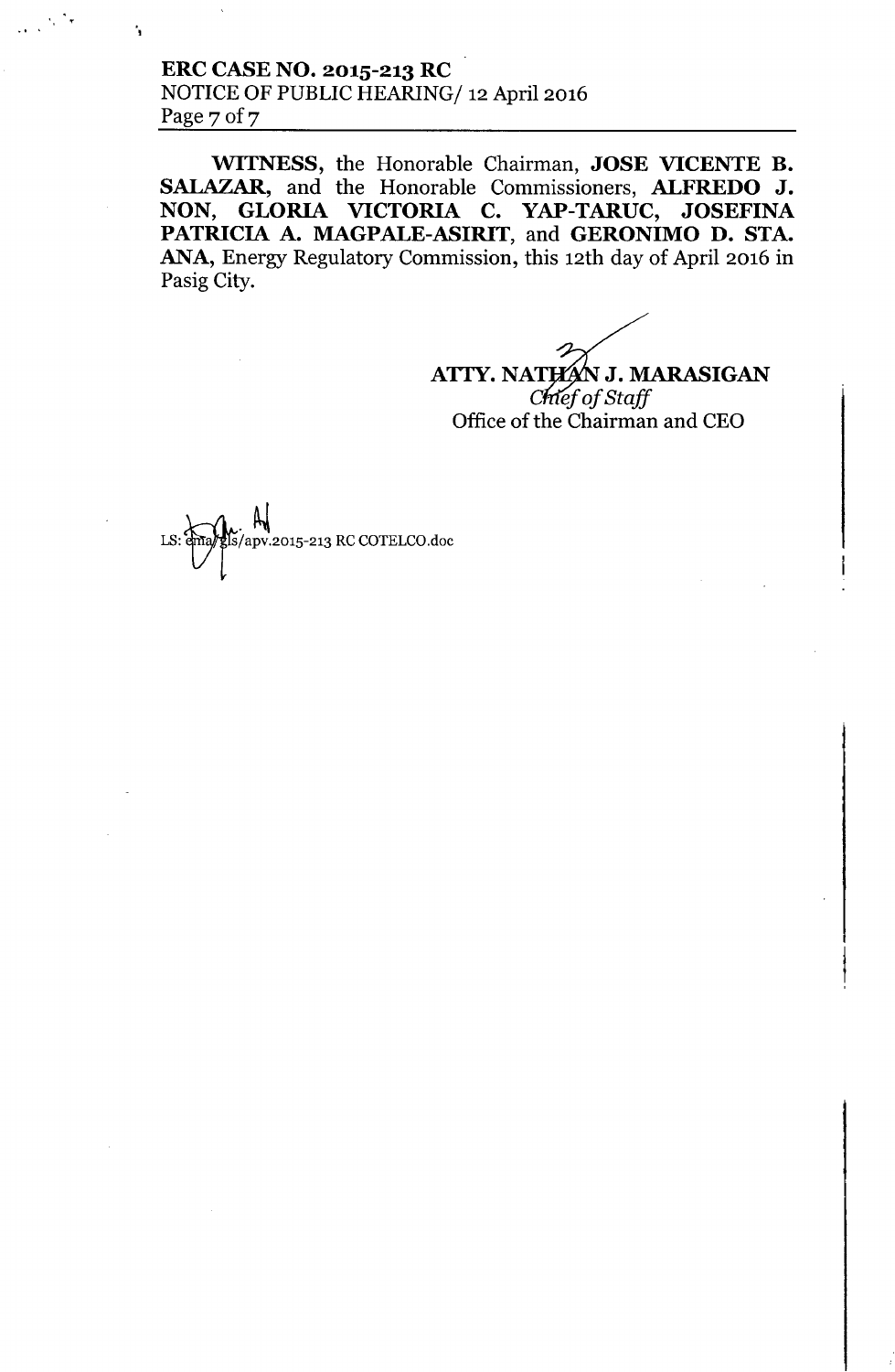**WITNESS**, the Honorable Chairman, **JOSE VICENTE B. SALAZAR**, and the Honorable Commissioners, **ALFREDO J. NON**, **GLORIA VICTORIA C. YAP-TARUC**, **JOSEFINA PATRICIA A. MAGPALE-ASIRIT**, and **GERONIMO D. STA. ANA**, Energy Regulatory Commission, this 12th day of April 2016 in Pasig City.

**ATTY. NATHAN J. MARASIGAN**
*Chief of Staff*
Office of the Chairman and CEO

LS: ema/gls/apv.2015-213 RC COTELCO.doc